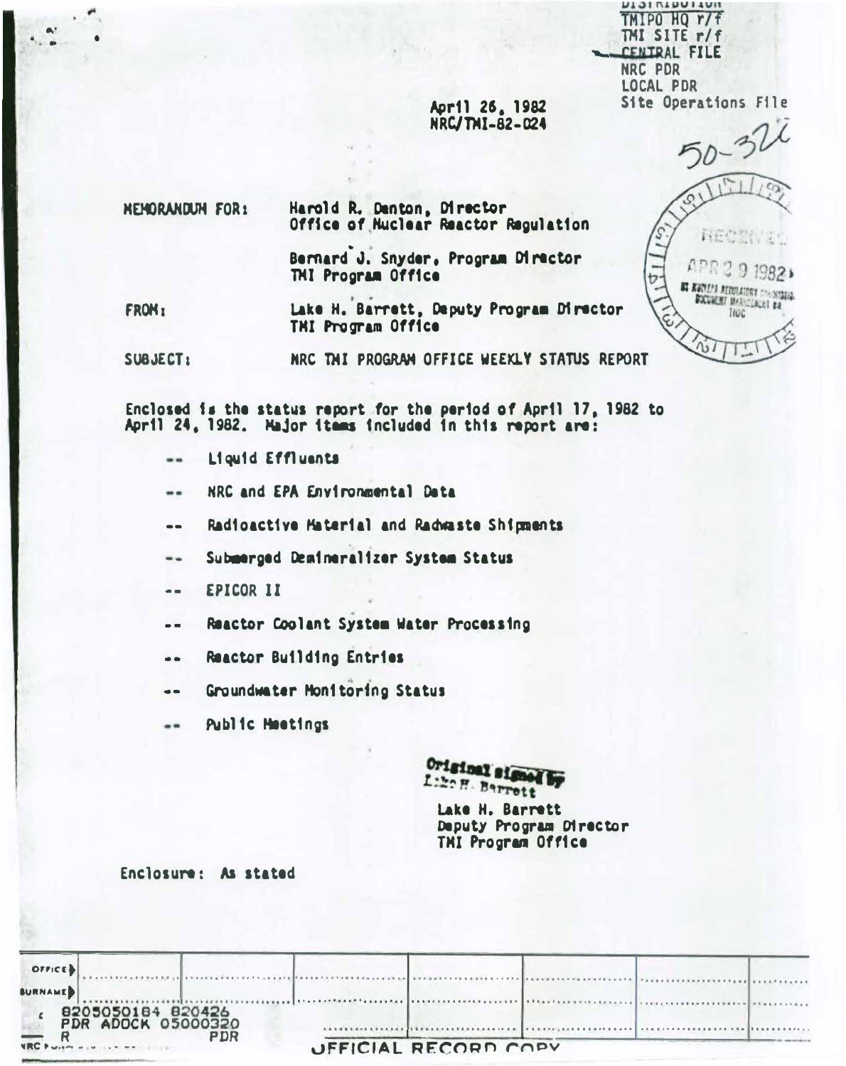DISTRIBUTION
TMIPO HQ r/f
TMI SITE r/f
CENTRAL FILE
NRC PDR
LOCAL PDR
Site Operations File

50-320

April 26, 1982
NRC/TMI-82-024

RECEIVED
APR 29 1982
US NUCLEAR REGULATORY COMMISSION
DOCUMENT MANAGEMENT BR
TIDC

MEMORANDUM FOR: Harold R. Denton, Director
Office of Nuclear Reactor Regulation

Bernard J. Snyder, Program Director
TMI Program Office

FROM: Lake H. Barrett, Deputy Program Director
TMI Program Office

SUBJECT: NRC TMI PROGRAM OFFICE WEEKLY STATUS REPORT

Enclosed is the status report for the period of April 17, 1982 to April 24, 1982. Major items included in this report are:

- Liquid Effluents
- NRC and EPA Environmental Data
- Radioactive Material and Radwaste Shipments
- Submerged Demineralizer System Status
- EPICOR II
- Reactor Coolant System Water Processing
- Reactor Building Entries
- Groundwater Monitoring Status
- Public Meetings

Original signed by
Lake H. Barrett

Lake H. Barrett
Deputy Program Director
TMI Program Office

Enclosure: As stated

| OFFICE | | | | | | |
|---|---|---|---|---|---|---|
| SURNAME | | | | | | |
| 8205050184 820426 PDR ADOCK 05000320 R PDR | | | | | | |

OFFICIAL RECORD COPY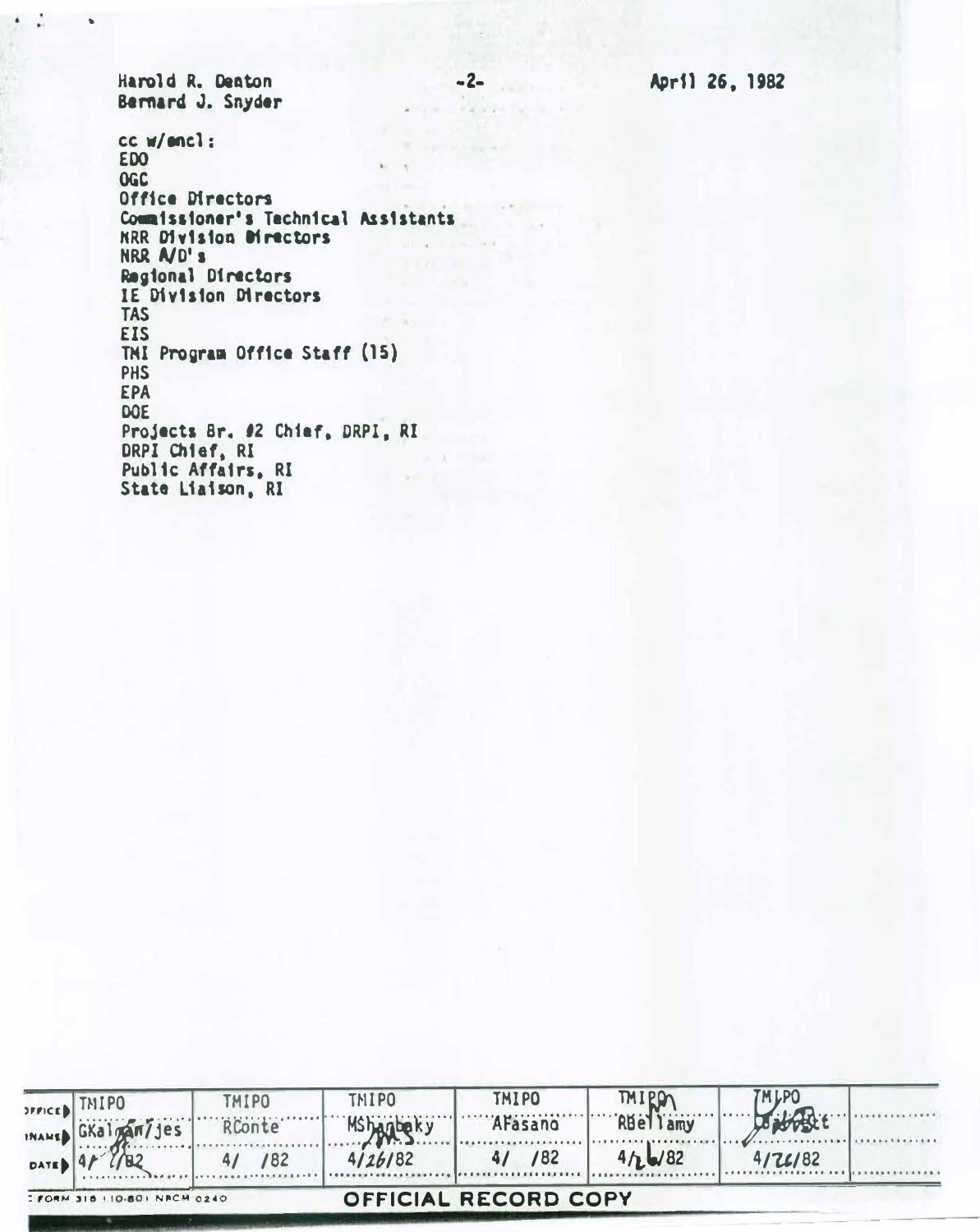Harold R. Denton
Bernard J. Snyder

April 26, 1982

cc w/encl:
EDO
OGC
Office Directors
Commissioner's Technical Assistants
NRR Division Directors
NRR A/D's
Regional Directors
IE Division Directors
TAS
EIS
TMI Program Office Staff (15)
PHS
EPA
DOE
Projects Br. #2 Chief, DRPI, RI
DRPI Chief, RI
Public Affairs, RI
State Liaison, RI

| OFFICE | TMIPO | TMIPO | TMIPO | TMIPO | TMIPO | TMIPO | |
|---|---|---|---|---|---|---|---|
| NAME | GKalman/jes | RConte | MShanbaky | AFasano | RBellamy | | |
| DATE | 4/ /82 | 4/ /82 | 4/26/82 | 4/ /82 | 4/26/82 | 4/26/82 | |

FORM 318 (10-80) NRCM 0240

**OFFICIAL RECORD COPY**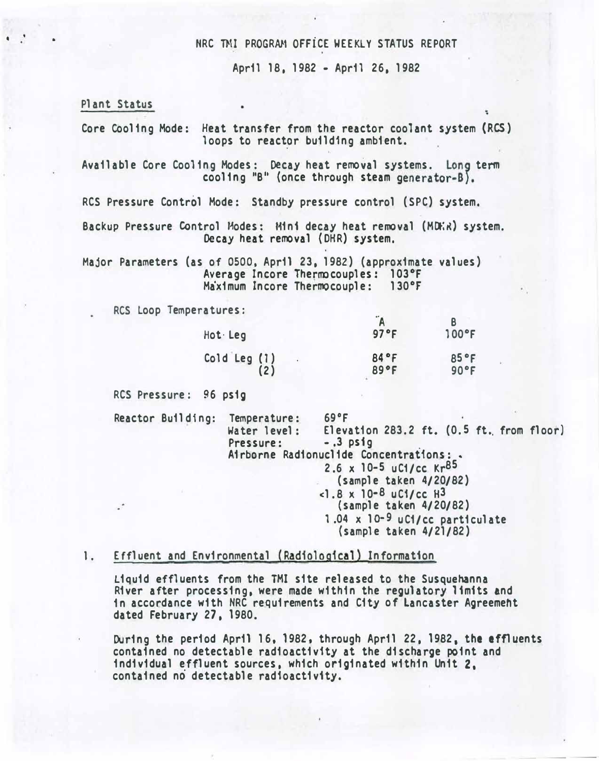# NRC TMI PROGRAM OFFICE WEEKLY STATUS REPORT

April 18, 1982 - April 26, 1982

## Plant Status

Core Cooling Mode: Heat transfer from the reactor coolant system (RCS) loops to reactor building ambient.

Available Core Cooling Modes: Decay heat removal systems. Long term cooling "B" (once through steam generator-B).

RCS Pressure Control Mode: Standby pressure control (SPC) system.

Backup Pressure Control Modes: Mini decay heat removal (MDHR) system. Decay heat removal (DHR) system.

Major Parameters (as of 0500, April 23, 1982) (approximate values)
Average Incore Thermocouples: 103°F
Maximum Incore Thermocouple: 130°F

RCS Loop Temperatures:

| | A | B |
|---|---|---|
| Hot Leg | 97°F | 100°F |
| Cold Leg (1) | 84°F | 85°F |
| (2) | 89°F | 90°F |

RCS Pressure: 96 psig

Reactor Building: Temperature: 69°F
Water level: Elevation 283.2 ft. (0.5 ft. from floor)
Pressure: -.3 psig
Airborne Radionuclide Concentrations:
$2.6 \times 10^{-5}$ uCi/cc $Kr^{85}$ (sample taken 4/20/82)
$<1.8 \times 10^{-8}$ uCi/cc $H^3$ (sample taken 4/20/82)
$1.04 \times 10^{-9}$ uCi/cc particulate (sample taken 4/21/82)

## 1. Effluent and Environmental (Radiological) Information

Liquid effluents from the TMI site released to the Susquehanna River after processing, were made within the regulatory limits and in accordance with NRC requirements and City of Lancaster Agreement dated February 27, 1980.

During the period April 16, 1982, through April 22, 1982, the effluents contained no detectable radioactivity at the discharge point and individual effluent sources, which originated within Unit 2, contained no detectable radioactivity.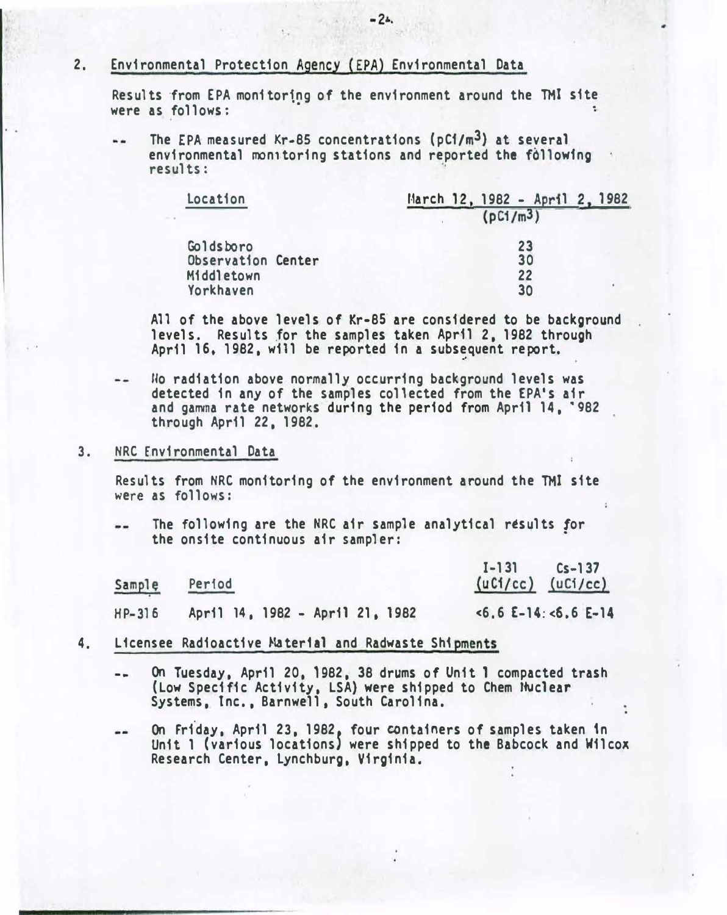2. Environmental Protection Agency (EPA) Environmental Data

Results from EPA monitoring of the environment around the TMI site were as follows:

-- The EPA measured Kr-85 concentrations (pCi/$m^3$) at several environmental monitoring stations and reported the following results:

| Location | March 12, 1982 - April 2, 1982 (pCi/$m^3$) |
|---|---|
| Goldsboro | 23 |
| Observation Center | 30 |
| Middletown | 22 |
| Yorkhaven | 30 |

All of the above levels of Kr-85 are considered to be background levels. Results for the samples taken April 2, 1982 through April 16, 1982, will be reported in a subsequent report.

-- No radiation above normally occurring background levels was detected in any of the samples collected from the EPA's air and gamma rate networks during the period from April 14, 1982 through April 22, 1982.

3. NRC Environmental Data

Results from NRC monitoring of the environment around the TMI site were as follows:

-- The following are the NRC air sample analytical results for the onsite continuous air sampler:

| Sample | Period | I-131 (uCi/cc) | Cs-137 (uCi/cc) |
|---|---|---|---|
| HP-316 | April 14, 1982 - April 21, 1982 | <6.6 E-14 | <6.6 E-14 |

4. Licensee Radioactive Material and Radwaste Shipments

-- On Tuesday, April 20, 1982, 38 drums of Unit 1 compacted trash (Low Specific Activity, LSA) were shipped to Chem Nuclear Systems, Inc., Barnwell, South Carolina.

-- On Friday, April 23, 1982, four containers of samples taken in Unit 1 (various locations) were shipped to the Babcock and Wilcox Research Center, Lynchburg, Virginia.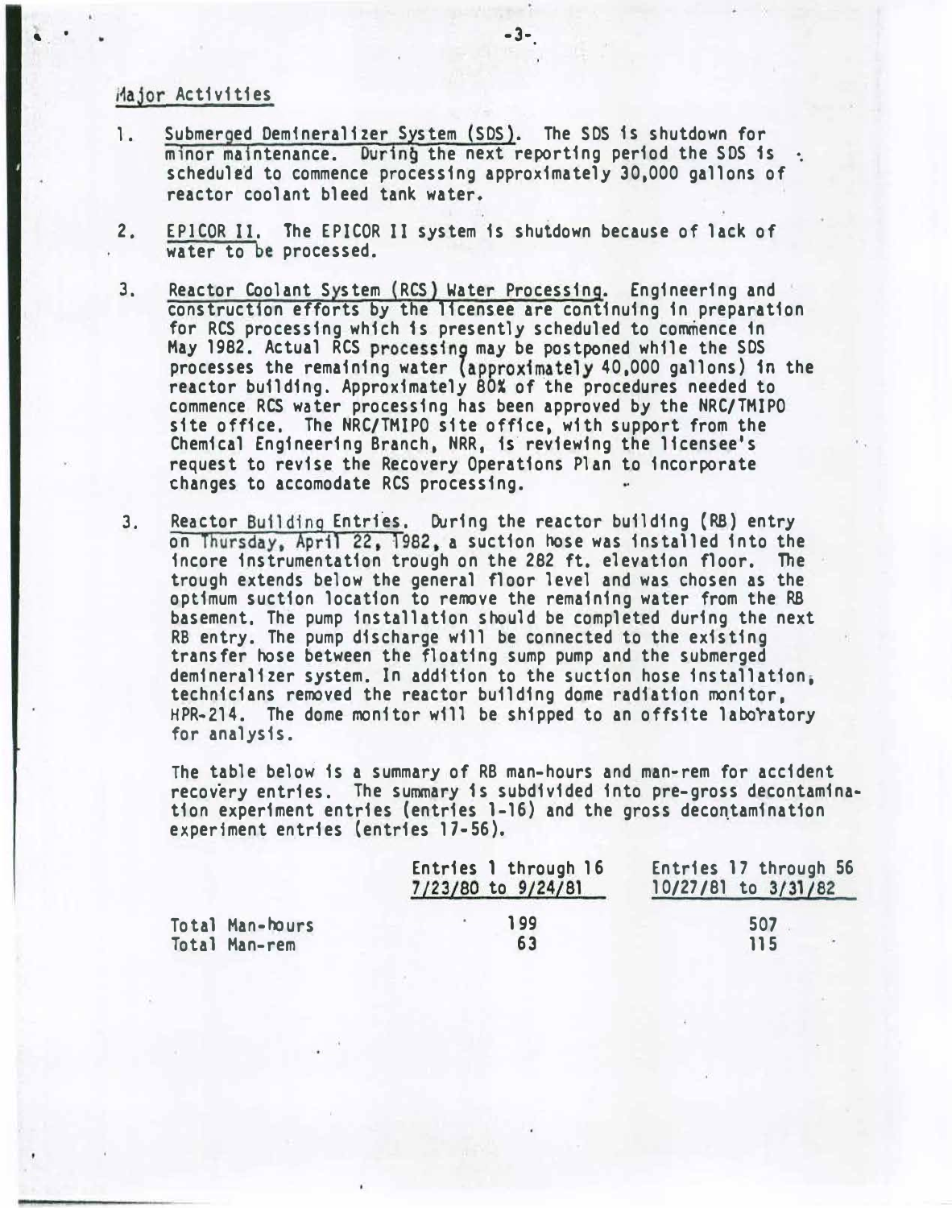## Major Activities

1. Submerged Demineralizer System (SDS). The SDS is shutdown for minor maintenance. During the next reporting period the SDS is scheduled to commence processing approximately 30,000 gallons of reactor coolant bleed tank water.

2. EPICOR II. The EPICOR II system is shutdown because of lack of water to be processed.

3. Reactor Coolant System (RCS) Water Processing. Engineering and construction efforts by the licensee are continuing in preparation for RCS processing which is presently scheduled to commence in May 1982. Actual RCS processing may be postponed while the SDS processes the remaining water (approximately 40,000 gallons) in the reactor building. Approximately 80% of the procedures needed to commence RCS water processing has been approved by the NRC/TMIPO site office. The NRC/TMIPO site office, with support from the Chemical Engineering Branch, NRR, is reviewing the licensee's request to revise the Recovery Operations Plan to incorporate changes to accomodate RCS processing.

3. Reactor Building Entries. During the reactor building (RB) entry on Thursday, April 22, 1982, a suction hose was installed into the incore instrumentation trough on the 282 ft. elevation floor. The trough extends below the general floor level and was chosen as the optimum suction location to remove the remaining water from the RB basement. The pump installation should be completed during the next RB entry. The pump discharge will be connected to the existing transfer hose between the floating sump pump and the submerged demineralizer system. In addition to the suction hose installation, technicians removed the reactor building dome radiation monitor, HPR-214. The dome monitor will be shipped to an offsite laboratory for analysis.

   The table below is a summary of RB man-hours and man-rem for accident recovery entries. The summary is subdivided into pre-gross decontamination experiment entries (entries 1-16) and the gross decontamination experiment entries (entries 17-56).

| | Entries 1 through 16 7/23/80 to 9/24/81 | Entries 17 through 56 10/27/81 to 3/31/82 |
|---|---|---|
| Total Man-hours | 199 | 507 |
| Total Man-rem | 63 | 115 |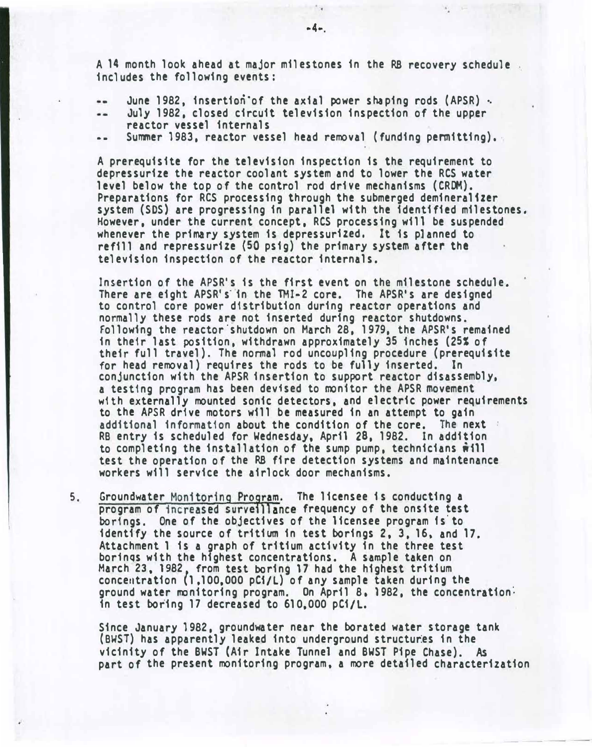A 14 month look ahead at major milestones in the RB recovery schedule includes the following events:

-- June 1982, insertion of the axial power shaping rods (APSR)
-- July 1982, closed circuit television inspection of the upper reactor vessel internals
-- Summer 1983, reactor vessel head removal (funding permitting).

A prerequisite for the television inspection is the requirement to depressurize the reactor coolant system and to lower the RCS water level below the top of the control rod drive mechanisms (CRDM). Preparations for RCS processing through the submerged demineralizer system (SDS) are progressing in parallel with the identified milestones. However, under the current concept, RCS processing will be suspended whenever the primary system is depressurized. It is planned to refill and repressurize (50 psig) the primary system after the television inspection of the reactor internals.

Insertion of the APSR's is the first event on the milestone schedule. There are eight APSR's in the TMI-2 core. The APSR's are designed to control core power distribution during reactor operations and normally these rods are not inserted during reactor shutdowns. Following the reactor shutdown on March 28, 1979, the APSR's remained in their last position, withdrawn approximately 35 inches (25% of their full travel). The normal rod uncoupling procedure (prerequisite for head removal) requires the rods to be fully inserted. In conjunction with the APSR insertion to support reactor disassembly, a testing program has been devised to monitor the APSR movement with externally mounted sonic detectors, and electric power requirements to the APSR drive motors will be measured in an attempt to gain additional information about the condition of the core. The next RB entry is scheduled for Wednesday, April 28, 1982. In addition to completing the installation of the sump pump, technicians will test the operation of the RB fire detection systems and maintenance workers will service the airlock door mechanisms.

5. Groundwater Monitoring Program. The licensee is conducting a program of increased surveillance frequency of the onsite test borings. One of the objectives of the licensee program is to identify the source of tritium in test borings 2, 3, 16, and 17. Attachment 1 is a graph of tritium activity in the three test borings with the highest concentrations. A sample taken on March 23, 1982, from test boring 17 had the highest tritium concentration (1,100,000 pCi/L) of any sample taken during the ground water monitoring program. On April 8, 1982, the concentration in test boring 17 decreased to 610,000 pCi/L.

   Since January 1982, groundwater near the borated water storage tank (BWST) has apparently leaked into underground structures in the vicinity of the BWST (Air Intake Tunnel and BWST Pipe Chase). As part of the present monitoring program, a more detailed characterization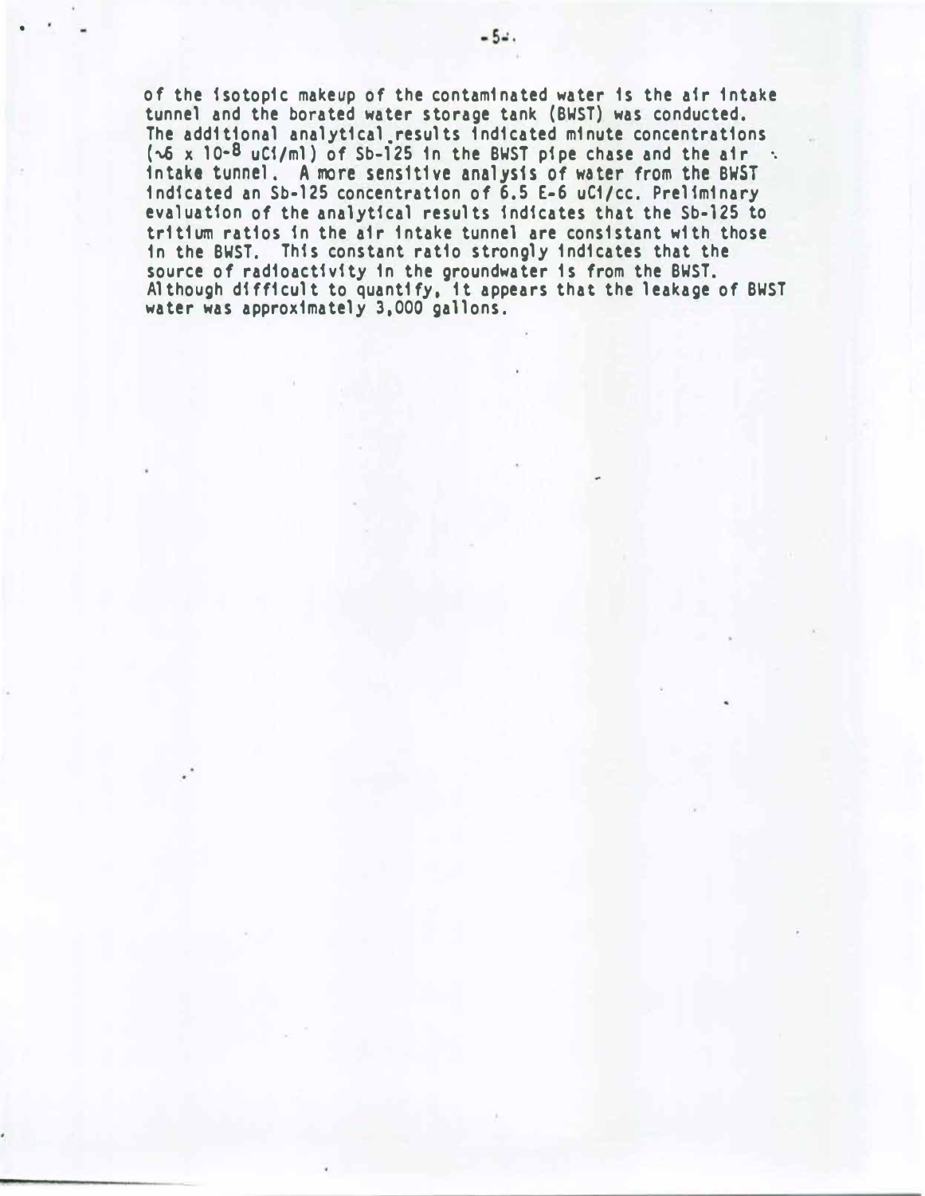of the isotopic makeup of the contaminated water is the air intake tunnel and the borated water storage tank (BWST) was conducted. The additional analytical results indicated minute concentrations ($\sim 6 \times 10^{-8}$ uCi/ml) of Sb-125 in the BWST pipe chase and the air intake tunnel. A more sensitive analysis of water from the BWST indicated an Sb-125 concentration of 6.5 E-6 uCi/cc. Preliminary evaluation of the analytical results indicates that the Sb-125 to tritium ratios in the air intake tunnel are consistant with those in the BWST. This constant ratio strongly indicates that the source of radioactivity in the groundwater is from the BWST. Although difficult to quantify, it appears that the leakage of BWST water was approximately 3,000 gallons.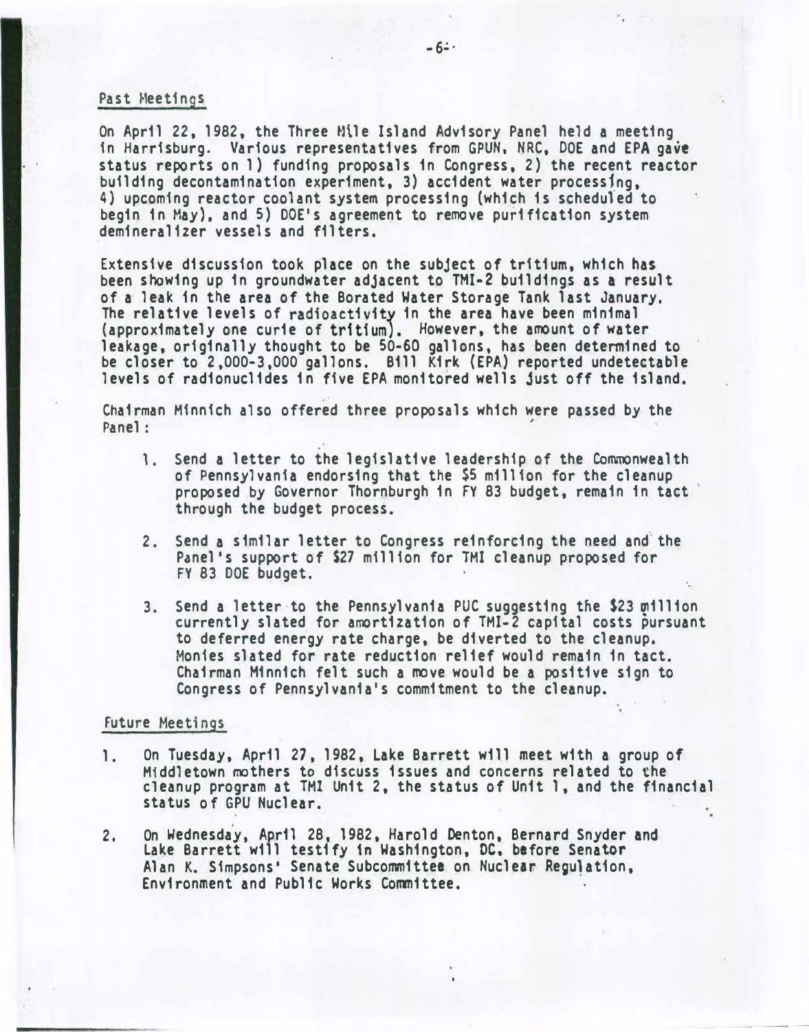## Past Meetings

On April 22, 1982, the Three Mile Island Advisory Panel held a meeting in Harrisburg. Various representatives from GPUN, NRC, DOE and EPA gave status reports on 1) funding proposals in Congress, 2) the recent reactor building decontamination experiment, 3) accident water processing, 4) upcoming reactor coolant system processing (which is scheduled to begin in May), and 5) DOE's agreement to remove purification system demineralizer vessels and filters.

Extensive discussion took place on the subject of tritium, which has been showing up in groundwater adjacent to TMI-2 buildings as a result of a leak in the area of the Borated Water Storage Tank last January. The relative levels of radioactivity in the area have been minimal (approximately one curie of tritium). However, the amount of water leakage, originally thought to be 50-60 gallons, has been determined to be closer to 2,000-3,000 gallons. Bill Kirk (EPA) reported undetectable levels of radionuclides in five EPA monitored wells just off the island.

Chairman Minnich also offered three proposals which were passed by the Panel:

1. Send a letter to the legislative leadership of the Commonwealth of Pennsylvania endorsing that the $5 million for the cleanup proposed by Governor Thornburgh in FY 83 budget, remain in tact through the budget process.

2. Send a similar letter to Congress reinforcing the need and the Panel's support of $27 million for TMI cleanup proposed for FY 83 DOE budget.

3. Send a letter to the Pennsylvania PUC suggesting the $23 million currently slated for amortization of TMI-2 capital costs pursuant to deferred energy rate charge, be diverted to the cleanup. Monies slated for rate reduction relief would remain in tact. Chairman Minnich felt such a move would be a positive sign to Congress of Pennsylvania's commitment to the cleanup.

## Future Meetings

1. On Tuesday, April 27, 1982, Lake Barrett will meet with a group of Middletown mothers to discuss issues and concerns related to the cleanup program at TMI Unit 2, the status of Unit 1, and the financial status of GPU Nuclear.

2. On Wednesday, April 28, 1982, Harold Denton, Bernard Snyder and Lake Barrett will testify in Washington, DC, before Senator Alan K. Simpsons' Senate Subcommittee on Nuclear Regulation, Environment and Public Works Committee.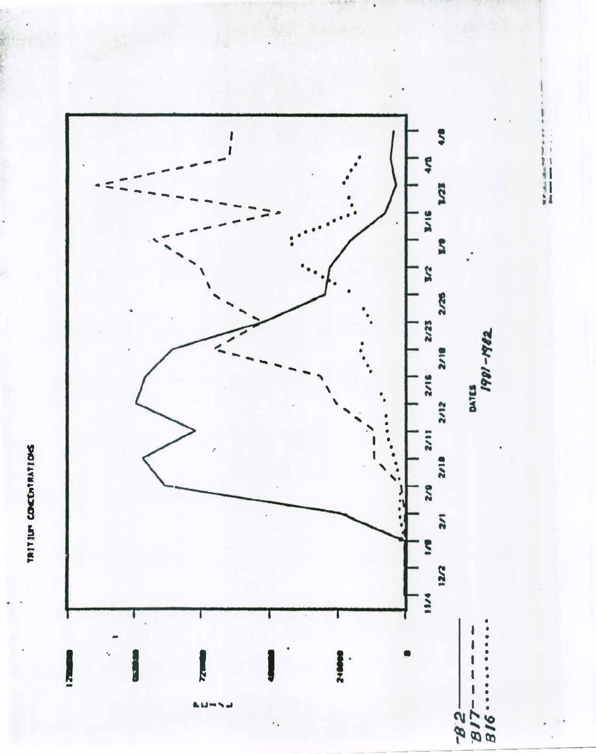TRITIUM CONCENTRATIONS

PCI/L

0

240000

11/4
12/2
1/8
2/1
2/8
2/10
2/11
2/12
2/16
2/18
2/23
2/25
3/2
3/8
3/16
3/23
4/5
4/8

DATES
1981-1982

B2 ———
B17 - - - - -
B16 ············